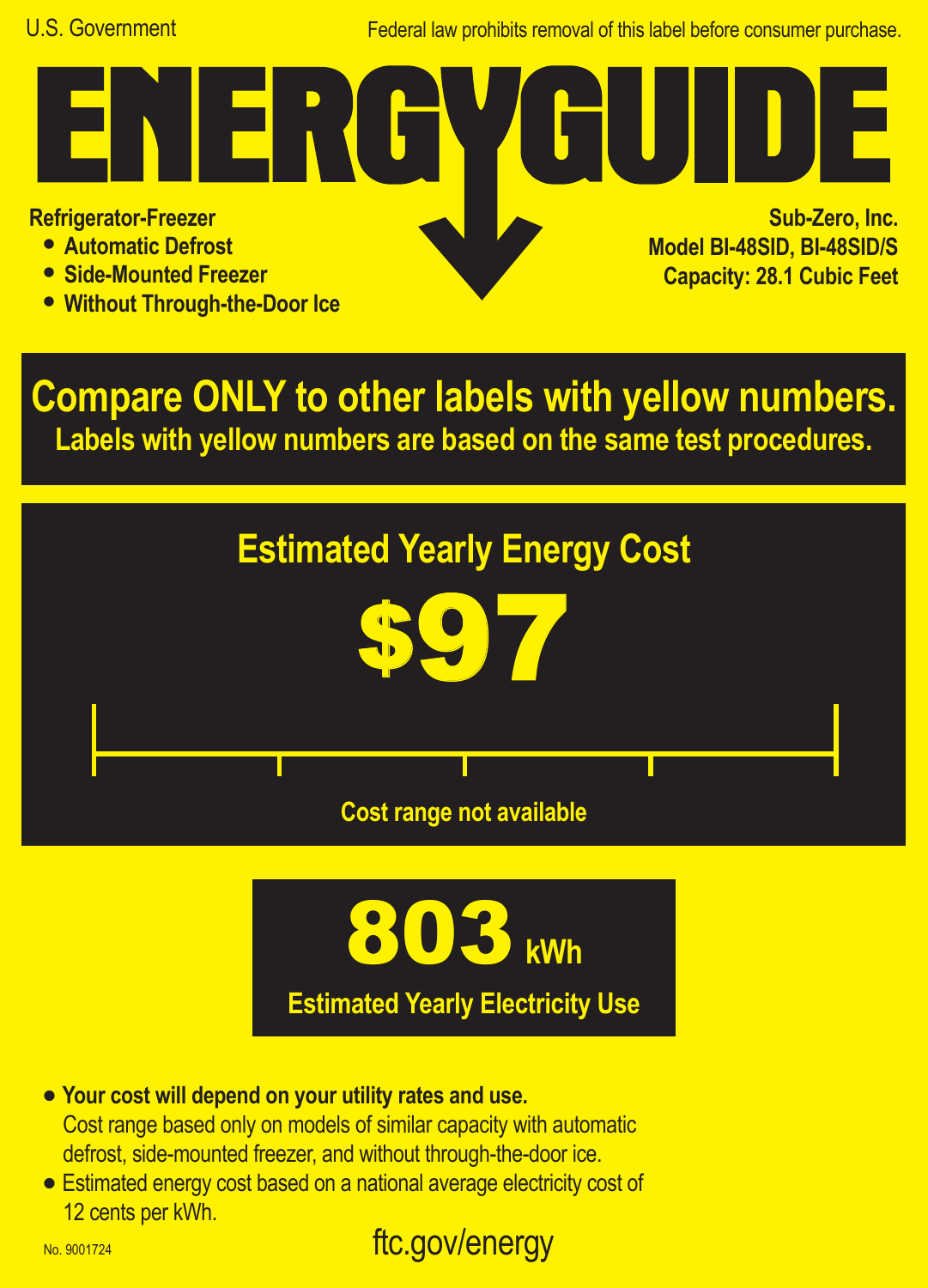U.S. Government

Federal law prohibits removal of this label before consumer purchase.

# ENERGYGUIDE

**Refrigerator-Freezer**

- **Automatic Defrost**
- **Side-Mounted Freezer**
- **Without Through-the-Door Ice**

**Sub-Zero, Inc.**
**Model BI-48SID, BI-48SID/S**
**Capacity: 28.1 Cubic Feet**

## Compare ONLY to other labels with yellow numbers.

**Labels with yellow numbers are based on the same test procedures.**

## Estimated Yearly Energy Cost

# $97

**Cost range not available**

# 803 kWh

**Estimated Yearly Electricity Use**

- **Your cost will depend on your utility rates and use.** Cost range based only on models of similar capacity with automatic defrost, side-mounted freezer, and without through-the-door ice.
- Estimated energy cost based on a national average electricity cost of 12 cents per kWh.

No. 9001724

ftc.gov/energy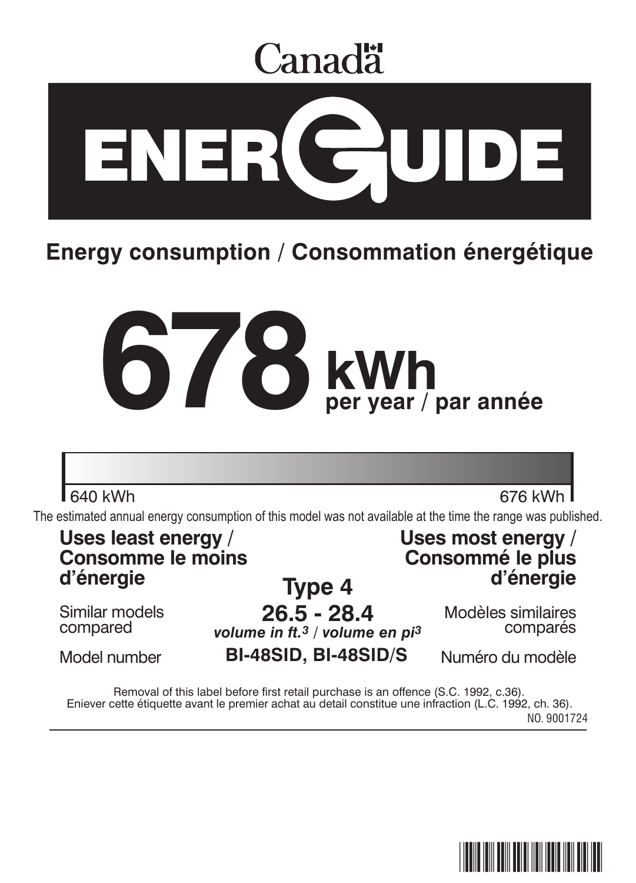Canada

# ENERGUIDE

## Energy consumption / Consommation énergétique

# 678 kWh

**per year / par année**

640 kWh

676 kWh

The estimated annual energy consumption of this model was not available at the time the range was published.

**Uses least energy / Consomme le moins d'énergie**

**Uses most energy / Consommé le plus d'énergie**

**Type 4**

Similar models compared

**26.5 - 28.4**

***volume in ft.$^3$ / volume en pi$^3$***

Modèles similaires comparés

Model number

**BI-48SID, BI-48SID/S**

Numéro du modèle

Removal of this label before first retail purchase is an offence (S.C. 1992, c.36).
Eniever cette étiquette avant le premier achat au detail constitue une infraction (L.C. 1992, ch. 36).

NO. 9001724